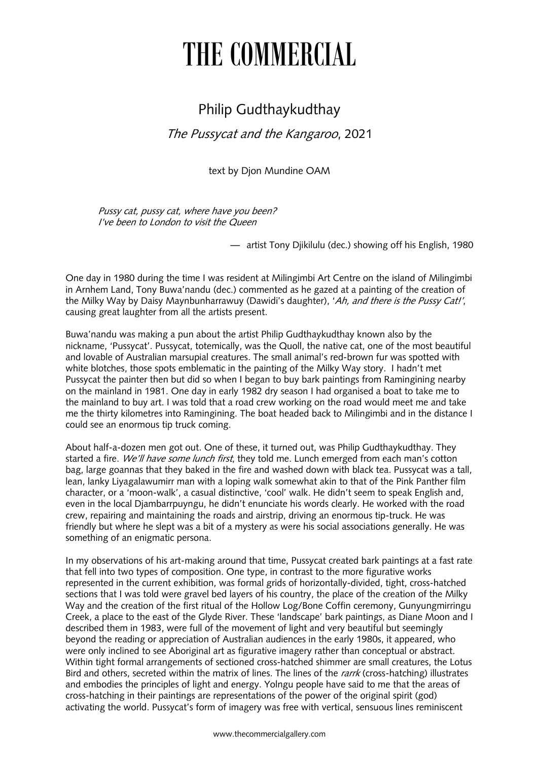# THE COMMERCIAL

## Philip Gudthaykudthay

### *The Pussycat and the Kangaroo*, 2021

text by Djon Mundine OAM

> *Pussy cat, pussy cat, where have you been?*
> *I've been to London to visit the Queen*
>
> — artist Tony Djikilulu (dec.) showing off his English, 1980

One day in 1980 during the time I was resident at Milingimbi Art Centre on the island of Milingimbi in Arnhem Land, Tony Buwa'nandu (dec.) commented as he gazed at a painting of the creation of the Milky Way by Daisy Maynbunharrawuy (Dawidi's daughter), '*Ah, and there is the Pussy Cat!*', causing great laughter from all the artists present.

Buwa'nandu was making a pun about the artist Philip Gudthaykudthay known also by the nickname, 'Pussycat'. Pussycat, totemically, was the Quoll, the native cat, one of the most beautiful and lovable of Australian marsupial creatures. The small animal's red-brown fur was spotted with white blotches, those spots emblematic in the painting of the Milky Way story. I hadn't met Pussycat the painter then but did so when I began to buy bark paintings from Ramingining nearby on the mainland in 1981. One day in early 1982 dry season I had organised a boat to take me to the mainland to buy art. I was told that a road crew working on the road would meet me and take me the thirty kilometres into Ramingining. The boat headed back to Milingimbi and in the distance I could see an enormous tip truck coming.

About half-a-dozen men got out. One of these, it turned out, was Philip Gudthaykudthay. They started a fire. *We'll have some lunch first*, they told me. Lunch emerged from each man's cotton bag, large goannas that they baked in the fire and washed down with black tea. Pussycat was a tall, lean, lanky Liyagalawumirr man with a loping walk somewhat akin to that of the Pink Panther film character, or a 'moon-walk', a casual distinctive, 'cool' walk. He didn't seem to speak English and, even in the local Djambarrpuyngu, he didn't enunciate his words clearly. He worked with the road crew, repairing and maintaining the roads and airstrip, driving an enormous tip-truck. He was friendly but where he slept was a bit of a mystery as were his social associations generally. He was something of an enigmatic persona.

In my observations of his art-making around that time, Pussycat created bark paintings at a fast rate that fell into two types of composition. One type, in contrast to the more figurative works represented in the current exhibition, was formal grids of horizontally-divided, tight, cross-hatched sections that I was told were gravel bed layers of his country, the place of the creation of the Milky Way and the creation of the first ritual of the Hollow Log/Bone Coffin ceremony, Gunyungmirringu Creek, a place to the east of the Glyde River. These 'landscape' bark paintings, as Diane Moon and I described them in 1983, were full of the movement of light and very beautiful but seemingly beyond the reading or appreciation of Australian audiences in the early 1980s, it appeared, who were only inclined to see Aboriginal art as figurative imagery rather than conceptual or abstract. Within tight formal arrangements of sectioned cross-hatched shimmer are small creatures, the Lotus Bird and others, secreted within the matrix of lines. The lines of the *rarrk* (cross-hatching) illustrates and embodies the principles of light and energy. Yolngu people have said to me that the areas of cross-hatching in their paintings are representations of the power of the original spirit (god) activating the world. Pussycat's form of imagery was free with vertical, sensuous lines reminiscent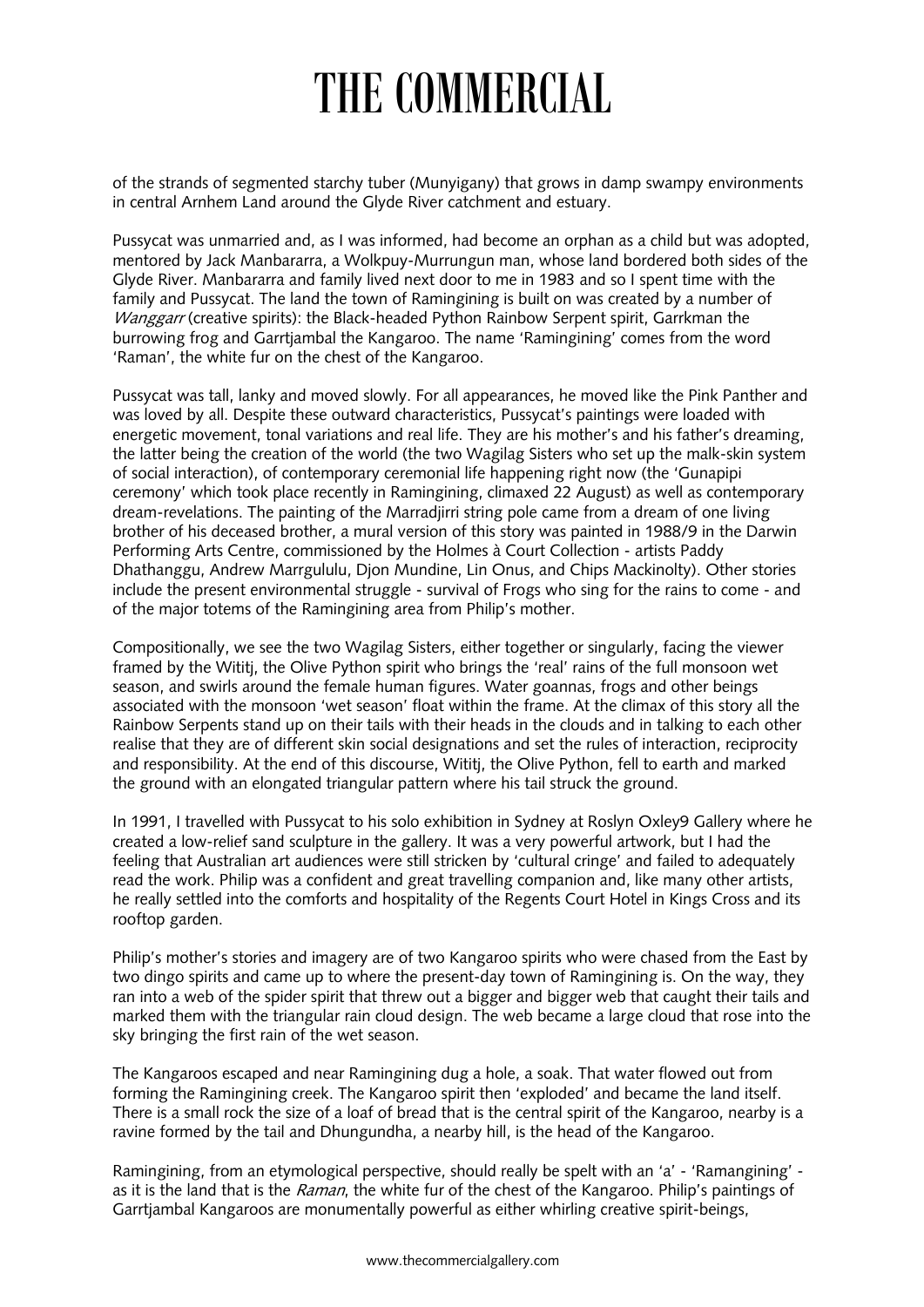of the strands of segmented starchy tuber (Munyigany) that grows in damp swampy environments in central Arnhem Land around the Glyde River catchment and estuary.

Pussycat was unmarried and, as I was informed, had become an orphan as a child but was adopted, mentored by Jack Manbararra, a Wolkpuy-Murrungun man, whose land bordered both sides of the Glyde River. Manbararra and family lived next door to me in 1983 and so I spent time with the family and Pussycat. The land the town of Ramingining is built on was created by a number of *Wanggarr* (creative spirits): the Black-headed Python Rainbow Serpent spirit, Garrkman the burrowing frog and Garrtjambal the Kangaroo. The name 'Ramingining' comes from the word 'Raman', the white fur on the chest of the Kangaroo.

Pussycat was tall, lanky and moved slowly. For all appearances, he moved like the Pink Panther and was loved by all. Despite these outward characteristics, Pussycat's paintings were loaded with energetic movement, tonal variations and real life. They are his mother's and his father's dreaming, the latter being the creation of the world (the two Wagilag Sisters who set up the malk-skin system of social interaction), of contemporary ceremonial life happening right now (the 'Gunapipi ceremony' which took place recently in Ramingining, climaxed 22 August) as well as contemporary dream-revelations. The painting of the Marradjirri string pole came from a dream of one living brother of his deceased brother, a mural version of this story was painted in 1988/9 in the Darwin Performing Arts Centre, commissioned by the Holmes à Court Collection - artists Paddy Dhathanggu, Andrew Marrgululu, Djon Mundine, Lin Onus, and Chips Mackinolty). Other stories include the present environmental struggle - survival of Frogs who sing for the rains to come - and of the major totems of the Ramingining area from Philip's mother.

Compositionally, we see the two Wagilag Sisters, either together or singularly, facing the viewer framed by the Wititj, the Olive Python spirit who brings the 'real' rains of the full monsoon wet season, and swirls around the female human figures. Water goannas, frogs and other beings associated with the monsoon 'wet season' float within the frame. At the climax of this story all the Rainbow Serpents stand up on their tails with their heads in the clouds and in talking to each other realise that they are of different skin social designations and set the rules of interaction, reciprocity and responsibility. At the end of this discourse, Wititj, the Olive Python, fell to earth and marked the ground with an elongated triangular pattern where his tail struck the ground.

In 1991, I travelled with Pussycat to his solo exhibition in Sydney at Roslyn Oxley9 Gallery where he created a low-relief sand sculpture in the gallery. It was a very powerful artwork, but I had the feeling that Australian art audiences were still stricken by 'cultural cringe' and failed to adequately read the work. Philip was a confident and great travelling companion and, like many other artists, he really settled into the comforts and hospitality of the Regents Court Hotel in Kings Cross and its rooftop garden.

Philip's mother's stories and imagery are of two Kangaroo spirits who were chased from the East by two dingo spirits and came up to where the present-day town of Ramingining is. On the way, they ran into a web of the spider spirit that threw out a bigger and bigger web that caught their tails and marked them with the triangular rain cloud design. The web became a large cloud that rose into the sky bringing the first rain of the wet season.

The Kangaroos escaped and near Ramingining dug a hole, a soak. That water flowed out from forming the Ramingining creek. The Kangaroo spirit then 'exploded' and became the land itself. There is a small rock the size of a loaf of bread that is the central spirit of the Kangaroo, nearby is a ravine formed by the tail and Dhungundha, a nearby hill, is the head of the Kangaroo.

Ramingining, from an etymological perspective, should really be spelt with an 'a' - 'Ramangining' - as it is the land that is the *Raman*, the white fur of the chest of the Kangaroo. Philip's paintings of Garrtjambal Kangaroos are monumentally powerful as either whirling creative spirit-beings,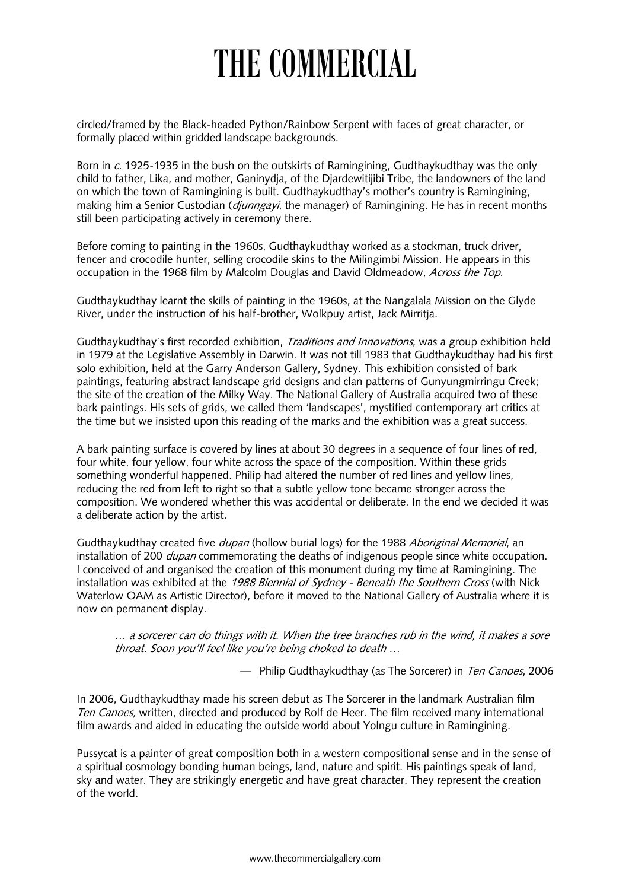circled/framed by the Black-headed Python/Rainbow Serpent with faces of great character, or formally placed within gridded landscape backgrounds.

Born in *c.* 1925-1935 in the bush on the outskirts of Ramingining, Gudthaykudthay was the only child to father, Lika, and mother, Ganinydja, of the Djardewitijibi Tribe, the landowners of the land on which the town of Ramingining is built. Gudthaykudthay's mother's country is Ramingining, making him a Senior Custodian (*djunngayi*, the manager) of Ramingining. He has in recent months still been participating actively in ceremony there.

Before coming to painting in the 1960s, Gudthaykudthay worked as a stockman, truck driver, fencer and crocodile hunter, selling crocodile skins to the Milingimbi Mission. He appears in this occupation in the 1968 film by Malcolm Douglas and David Oldmeadow, *Across the Top*.

Gudthaykudthay learnt the skills of painting in the 1960s, at the Nangalala Mission on the Glyde River, under the instruction of his half-brother, Wolkpuy artist, Jack Mirritja.

Gudthaykudthay's first recorded exhibition, *Traditions and Innovations*, was a group exhibition held in 1979 at the Legislative Assembly in Darwin. It was not till 1983 that Gudthaykudthay had his first solo exhibition, held at the Garry Anderson Gallery, Sydney. This exhibition consisted of bark paintings, featuring abstract landscape grid designs and clan patterns of Gunyungmirringu Creek; the site of the creation of the Milky Way. The National Gallery of Australia acquired two of these bark paintings. His sets of grids, we called them 'landscapes', mystified contemporary art critics at the time but we insisted upon this reading of the marks and the exhibition was a great success.

A bark painting surface is covered by lines at about 30 degrees in a sequence of four lines of red, four white, four yellow, four white across the space of the composition. Within these grids something wonderful happened. Philip had altered the number of red lines and yellow lines, reducing the red from left to right so that a subtle yellow tone became stronger across the composition. We wondered whether this was accidental or deliberate. In the end we decided it was a deliberate action by the artist.

Gudthaykudthay created five *dupan* (hollow burial logs) for the 1988 *Aboriginal Memorial*, an installation of 200 *dupan* commemorating the deaths of indigenous people since white occupation. I conceived of and organised the creation of this monument during my time at Ramingining. The installation was exhibited at the *1988 Biennial of Sydney - Beneath the Southern Cross* (with Nick Waterlow OAM as Artistic Director), before it moved to the National Gallery of Australia where it is now on permanent display.

> *… a sorcerer can do things with it. When the tree branches rub in the wind, it makes a sore throat. Soon you'll feel like you're being choked to death …*
>
> — Philip Gudthaykudthay (as The Sorcerer) in *Ten Canoes*, 2006

In 2006, Gudthaykudthay made his screen debut as The Sorcerer in the landmark Australian film *Ten Canoes,* written, directed and produced by Rolf de Heer. The film received many international film awards and aided in educating the outside world about Yolngu culture in Ramingining.

Pussycat is a painter of great composition both in a western compositional sense and in the sense of a spiritual cosmology bonding human beings, land, nature and spirit. His paintings speak of land, sky and water. They are strikingly energetic and have great character. They represent the creation of the world.